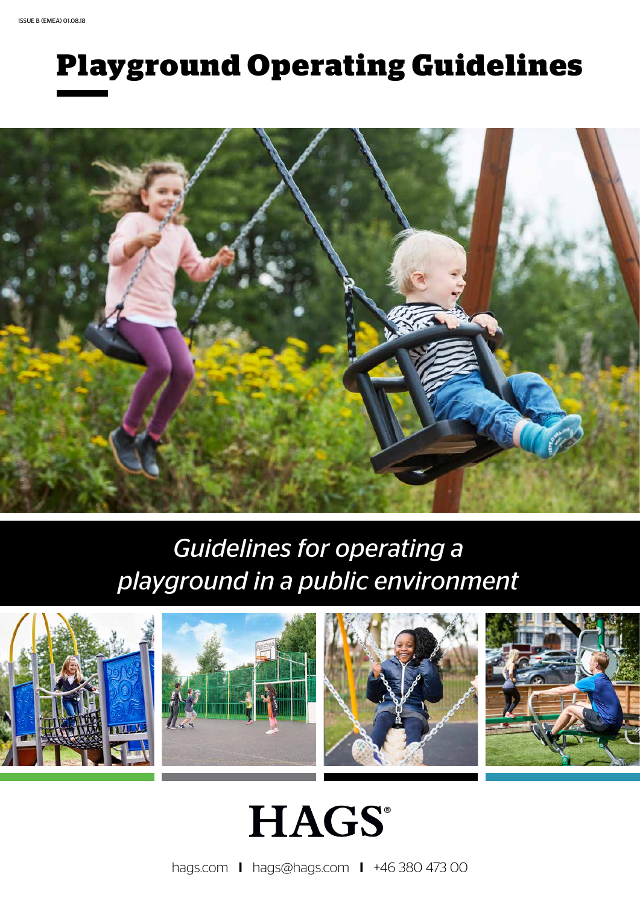ISSUE B (EMEA) 01.08.18

# Playground Operating Guidelines

*Guidelines for operating a playground in a public environment*

HAGS®

hags.com | hags@hags.com | +46 380 473 00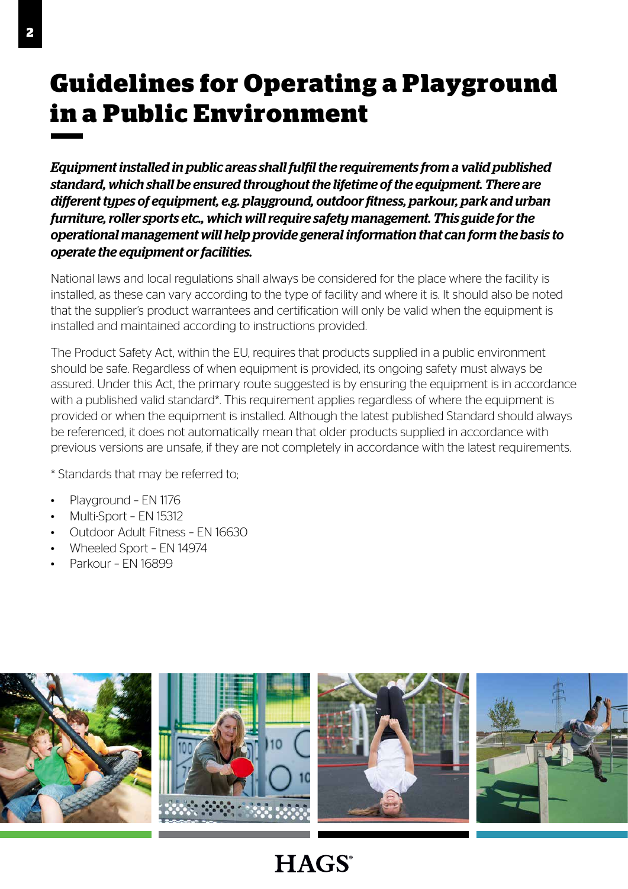# Guidelines for Operating a Playground in a Public Environment

***Equipment installed in public areas shall fulfil the requirements from a valid published standard, which shall be ensured throughout the lifetime of the equipment. There are different types of equipment, e.g. playground, outdoor fitness, parkour, park and urban furniture, roller sports etc., which will require safety management. This guide for the operational management will help provide general information that can form the basis to operate the equipment or facilities.***

National laws and local regulations shall always be considered for the place where the facility is installed, as these can vary according to the type of facility and where it is. It should also be noted that the supplier's product warrantees and certification will only be valid when the equipment is installed and maintained according to instructions provided.

The Product Safety Act, within the EU, requires that products supplied in a public environment should be safe. Regardless of when equipment is provided, its ongoing safety must always be assured. Under this Act, the primary route suggested is by ensuring the equipment is in accordance with a published valid standard*. This requirement applies regardless of where the equipment is provided or when the equipment is installed. Although the latest published Standard should always be referenced, it does not automatically mean that older products supplied in accordance with previous versions are unsafe, if they are not completely in accordance with the latest requirements.

* Standards that may be referred to;

- Playground – EN 1176
- Multi-Sport – EN 15312
- Outdoor Adult Fitness – EN 16630
- Wheeled Sport – EN 14974
- Parkour – EN 16899

HAGS®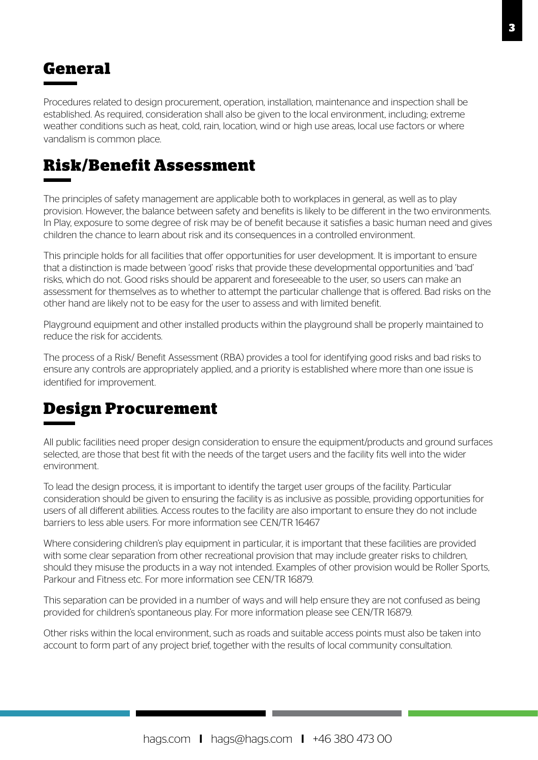## General

Procedures related to design procurement, operation, installation, maintenance and inspection shall be established. As required, consideration shall also be given to the local environment, including; extreme weather conditions such as heat, cold, rain, location, wind or high use areas, local use factors or where vandalism is common place.

## Risk/Benefit Assessment

The principles of safety management are applicable both to workplaces in general, as well as to play provision. However, the balance between safety and benefits is likely to be different in the two environments. In Play, exposure to some degree of risk may be of benefit because it satisfies a basic human need and gives children the chance to learn about risk and its consequences in a controlled environment.

This principle holds for all facilities that offer opportunities for user development. It is important to ensure that a distinction is made between 'good' risks that provide these developmental opportunities and 'bad' risks, which do not. Good risks should be apparent and foreseeable to the user, so users can make an assessment for themselves as to whether to attempt the particular challenge that is offered. Bad risks on the other hand are likely not to be easy for the user to assess and with limited benefit.

Playground equipment and other installed products within the playground shall be properly maintained to reduce the risk for accidents.

The process of a Risk/ Benefit Assessment (RBA) provides a tool for identifying good risks and bad risks to ensure any controls are appropriately applied, and a priority is established where more than one issue is identified for improvement.

## Design Procurement

All public facilities need proper design consideration to ensure the equipment/products and ground surfaces selected, are those that best fit with the needs of the target users and the facility fits well into the wider environment.

To lead the design process, it is important to identify the target user groups of the facility. Particular consideration should be given to ensuring the facility is as inclusive as possible, providing opportunities for users of all different abilities. Access routes to the facility are also important to ensure they do not include barriers to less able users. For more information see CEN/TR 16467

Where considering children's play equipment in particular, it is important that these facilities are provided with some clear separation from other recreational provision that may include greater risks to children, should they misuse the products in a way not intended. Examples of other provision would be Roller Sports, Parkour and Fitness etc. For more information see CEN/TR 16879.

This separation can be provided in a number of ways and will help ensure they are not confused as being provided for children's spontaneous play. For more information please see CEN/TR 16879.

Other risks within the local environment, such as roads and suitable access points must also be taken into account to form part of any project brief, together with the results of local community consultation.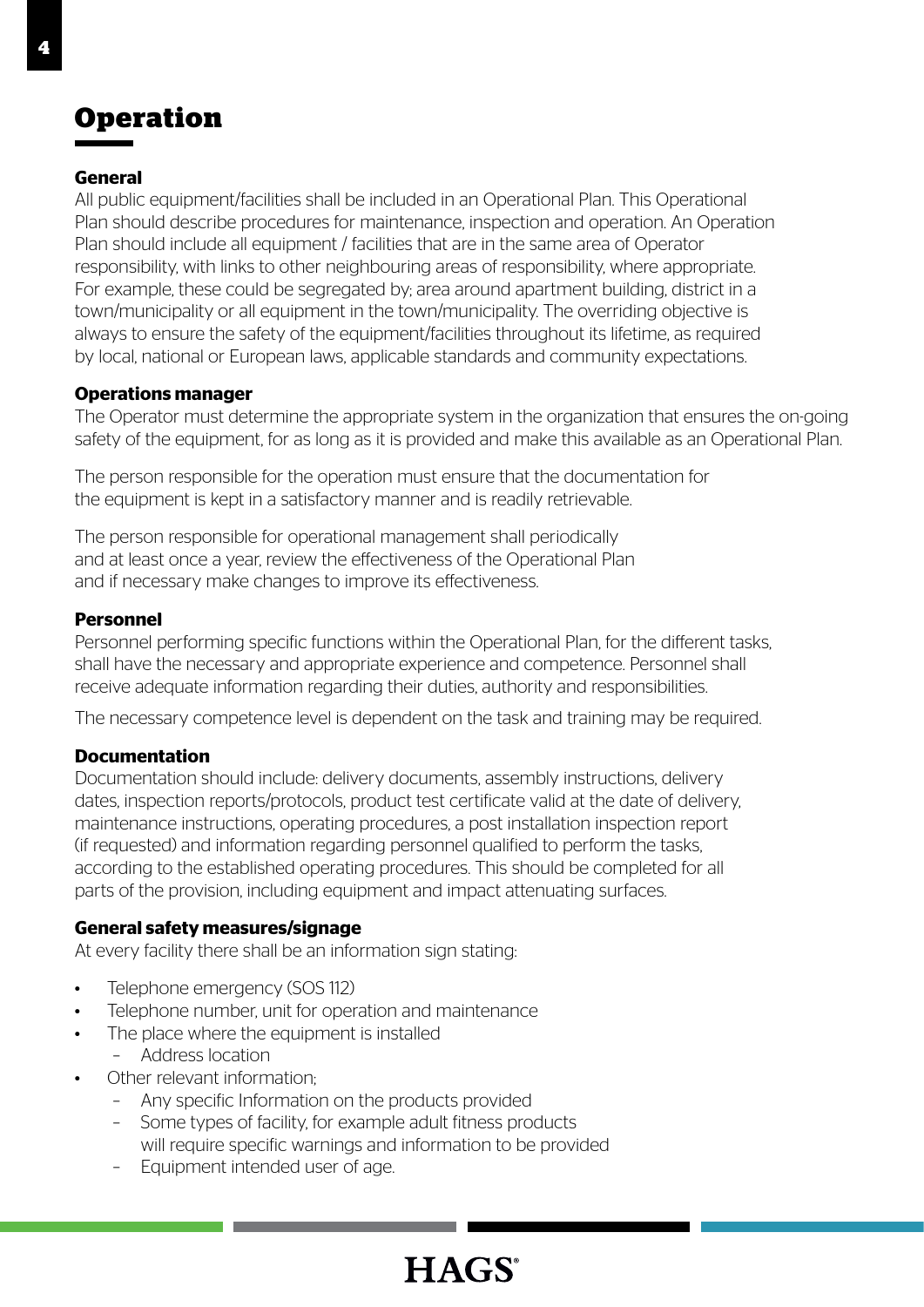# Operation

## General

All public equipment/facilities shall be included in an Operational Plan. This Operational Plan should describe procedures for maintenance, inspection and operation. An Operation Plan should include all equipment / facilities that are in the same area of Operator responsibility, with links to other neighbouring areas of responsibility, where appropriate. For example, these could be segregated by; area around apartment building, district in a town/municipality or all equipment in the town/municipality. The overriding objective is always to ensure the safety of the equipment/facilities throughout its lifetime, as required by local, national or European laws, applicable standards and community expectations.

## Operations manager

The Operator must determine the appropriate system in the organization that ensures the on-going safety of the equipment, for as long as it is provided and make this available as an Operational Plan.

The person responsible for the operation must ensure that the documentation for the equipment is kept in a satisfactory manner and is readily retrievable.

The person responsible for operational management shall periodically and at least once a year, review the effectiveness of the Operational Plan and if necessary make changes to improve its effectiveness.

## Personnel

Personnel performing specific functions within the Operational Plan, for the different tasks, shall have the necessary and appropriate experience and competence. Personnel shall receive adequate information regarding their duties, authority and responsibilities.

The necessary competence level is dependent on the task and training may be required.

## Documentation

Documentation should include: delivery documents, assembly instructions, delivery dates, inspection reports/protocols, product test certificate valid at the date of delivery, maintenance instructions, operating procedures, a post installation inspection report (if requested) and information regarding personnel qualified to perform the tasks, according to the established operating procedures. This should be completed for all parts of the provision, including equipment and impact attenuating surfaces.

## General safety measures/signage

At every facility there shall be an information sign stating:

- Telephone emergency (SOS 112)
- Telephone number, unit for operation and maintenance
- The place where the equipment is installed
  - Address location
- Other relevant information;
  - Any specific Information on the products provided
  - Some types of facility, for example adult fitness products will require specific warnings and information to be provided
  - Equipment intended user of age.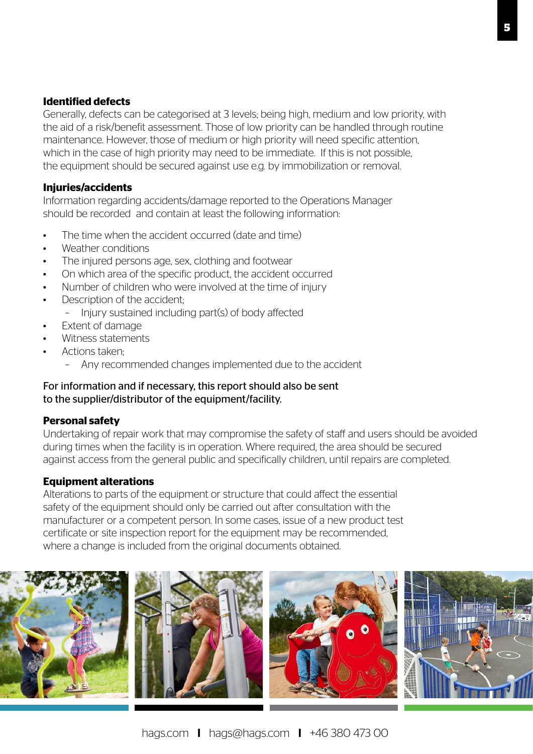### Identified defects

Generally, defects can be categorised at 3 levels; being high, medium and low priority, with the aid of a risk/benefit assessment. Those of low priority can be handled through routine maintenance. However, those of medium or high priority will need specific attention, which in the case of high priority may need to be immediate. If this is not possible, the equipment should be secured against use e.g. by immobilization or removal.

### Injuries/accidents

Information regarding accidents/damage reported to the Operations Manager should be recorded and contain at least the following information:

- The time when the accident occurred (date and time)
- Weather conditions
- The injured persons age, sex, clothing and footwear
- On which area of the specific product, the accident occurred
- Number of children who were involved at the time of injury
- Description of the accident;
  - Injury sustained including part(s) of body affected
- Extent of damage
- Witness statements
- Actions taken;
  - Any recommended changes implemented due to the accident

For information and if necessary, this report should also be sent to the supplier/distributor of the equipment/facility.

### Personal safety

Undertaking of repair work that may compromise the safety of staff and users should be avoided during times when the facility is in operation. Where required, the area should be secured against access from the general public and specifically children, until repairs are completed.

### Equipment alterations

Alterations to parts of the equipment or structure that could affect the essential safety of the equipment should only be carried out after consultation with the manufacturer or a competent person. In some cases, issue of a new product test certificate or site inspection report for the equipment may be recommended, where a change is included from the original documents obtained.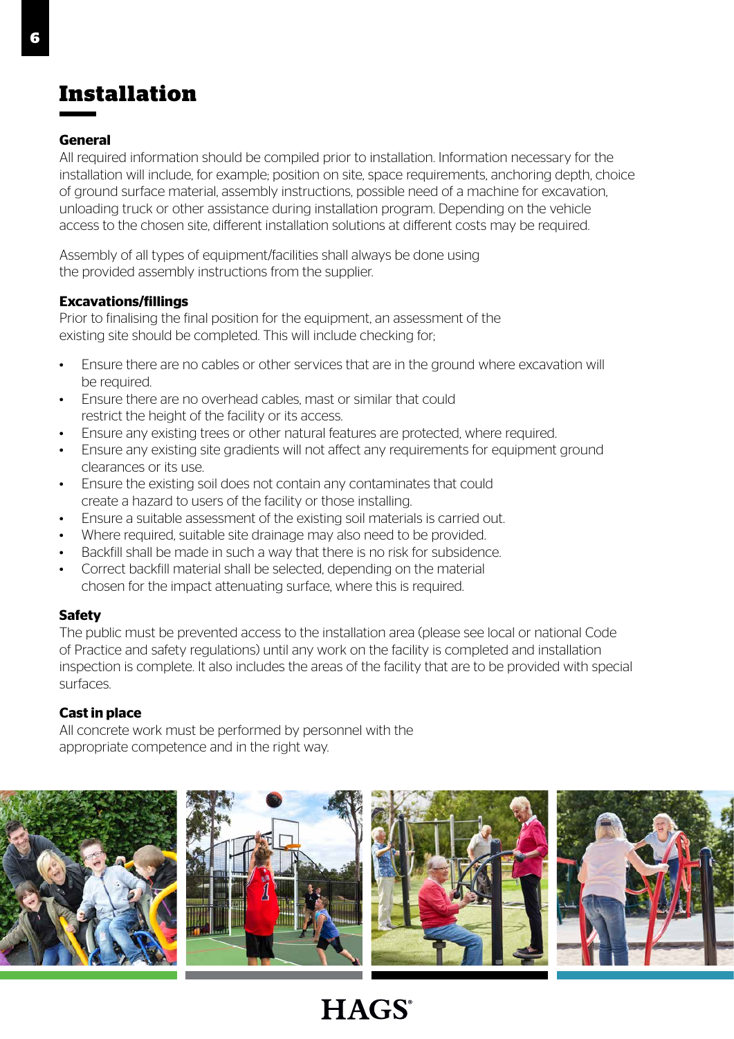# Installation

## General

All required information should be compiled prior to installation. Information necessary for the installation will include, for example; position on site, space requirements, anchoring depth, choice of ground surface material, assembly instructions, possible need of a machine for excavation, unloading truck or other assistance during installation program. Depending on the vehicle access to the chosen site, different installation solutions at different costs may be required.

Assembly of all types of equipment/facilities shall always be done using the provided assembly instructions from the supplier.

## Excavations/fillings

Prior to finalising the final position for the equipment, an assessment of the existing site should be completed. This will include checking for;

- Ensure there are no cables or other services that are in the ground where excavation will be required.
- Ensure there are no overhead cables, mast or similar that could restrict the height of the facility or its access.
- Ensure any existing trees or other natural features are protected, where required.
- Ensure any existing site gradients will not affect any requirements for equipment ground clearances or its use.
- Ensure the existing soil does not contain any contaminates that could create a hazard to users of the facility or those installing.
- Ensure a suitable assessment of the existing soil materials is carried out.
- Where required, suitable site drainage may also need to be provided.
- Backfill shall be made in such a way that there is no risk for subsidence.
- Correct backfill material shall be selected, depending on the material chosen for the impact attenuating surface, where this is required.

## Safety

The public must be prevented access to the installation area (please see local or national Code of Practice and safety regulations) until any work on the facility is completed and installation inspection is complete. It also includes the areas of the facility that are to be provided with special surfaces.

## Cast in place

All concrete work must be performed by personnel with the appropriate competence and in the right way.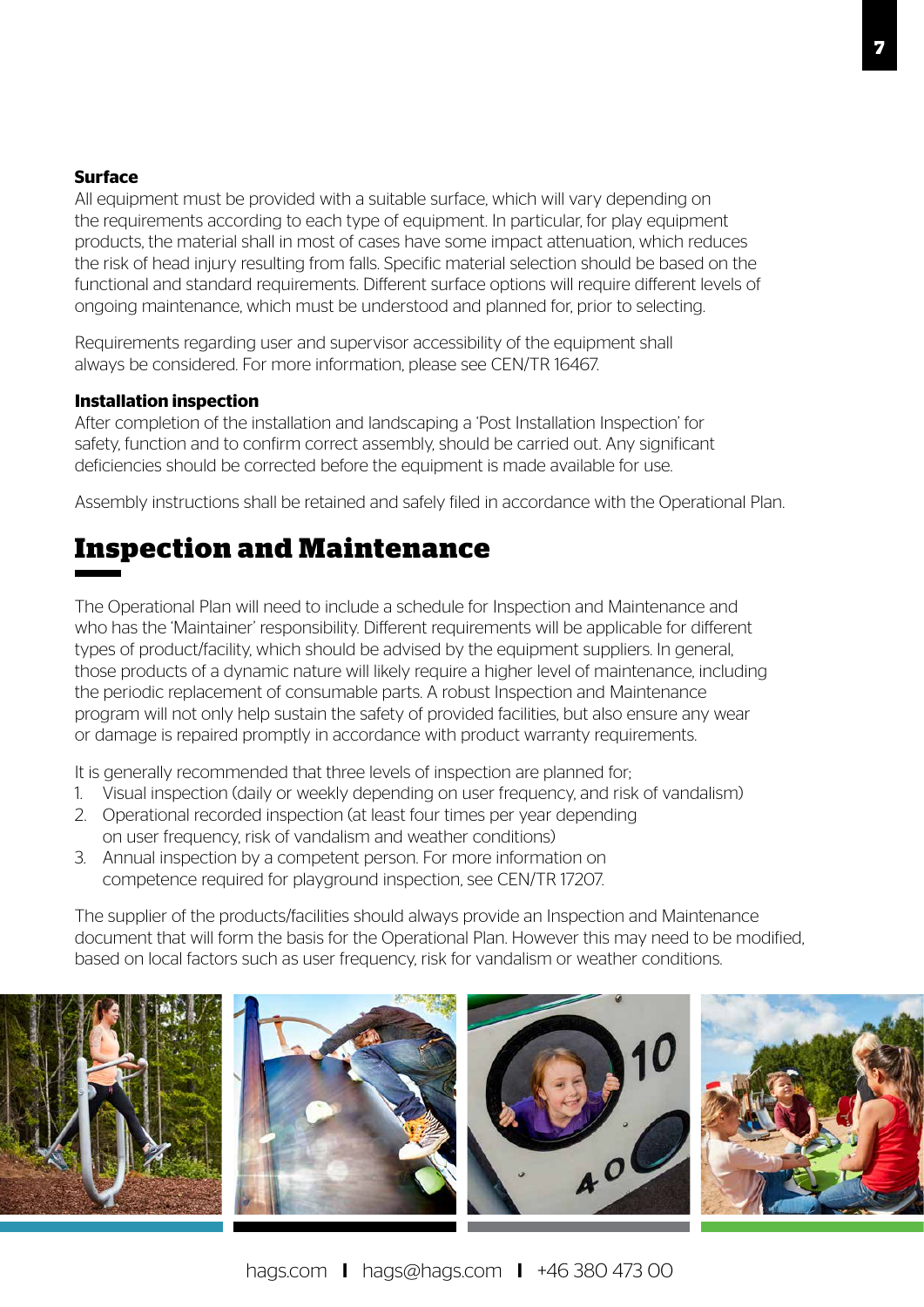### Surface

All equipment must be provided with a suitable surface, which will vary depending on the requirements according to each type of equipment. In particular, for play equipment products, the material shall in most of cases have some impact attenuation, which reduces the risk of head injury resulting from falls. Specific material selection should be based on the functional and standard requirements. Different surface options will require different levels of ongoing maintenance, which must be understood and planned for, prior to selecting.

Requirements regarding user and supervisor accessibility of the equipment shall always be considered. For more information, please see CEN/TR 16467.

### Installation inspection

After completion of the installation and landscaping a 'Post Installation Inspection' for safety, function and to confirm correct assembly, should be carried out. Any significant deficiencies should be corrected before the equipment is made available for use.

Assembly instructions shall be retained and safely filed in accordance with the Operational Plan.

## Inspection and Maintenance

The Operational Plan will need to include a schedule for Inspection and Maintenance and who has the 'Maintainer' responsibility. Different requirements will be applicable for different types of product/facility, which should be advised by the equipment suppliers. In general, those products of a dynamic nature will likely require a higher level of maintenance, including the periodic replacement of consumable parts. A robust Inspection and Maintenance program will not only help sustain the safety of provided facilities, but also ensure any wear or damage is repaired promptly in accordance with product warranty requirements.

It is generally recommended that three levels of inspection are planned for;

1. Visual inspection (daily or weekly depending on user frequency, and risk of vandalism)
2. Operational recorded inspection (at least four times per year depending on user frequency, risk of vandalism and weather conditions)
3. Annual inspection by a competent person. For more information on competence required for playground inspection, see CEN/TR 17207.

The supplier of the products/facilities should always provide an Inspection and Maintenance document that will form the basis for the Operational Plan. However this may need to be modified, based on local factors such as user frequency, risk for vandalism or weather conditions.

hags.com | hags@hags.com | +46 380 473 00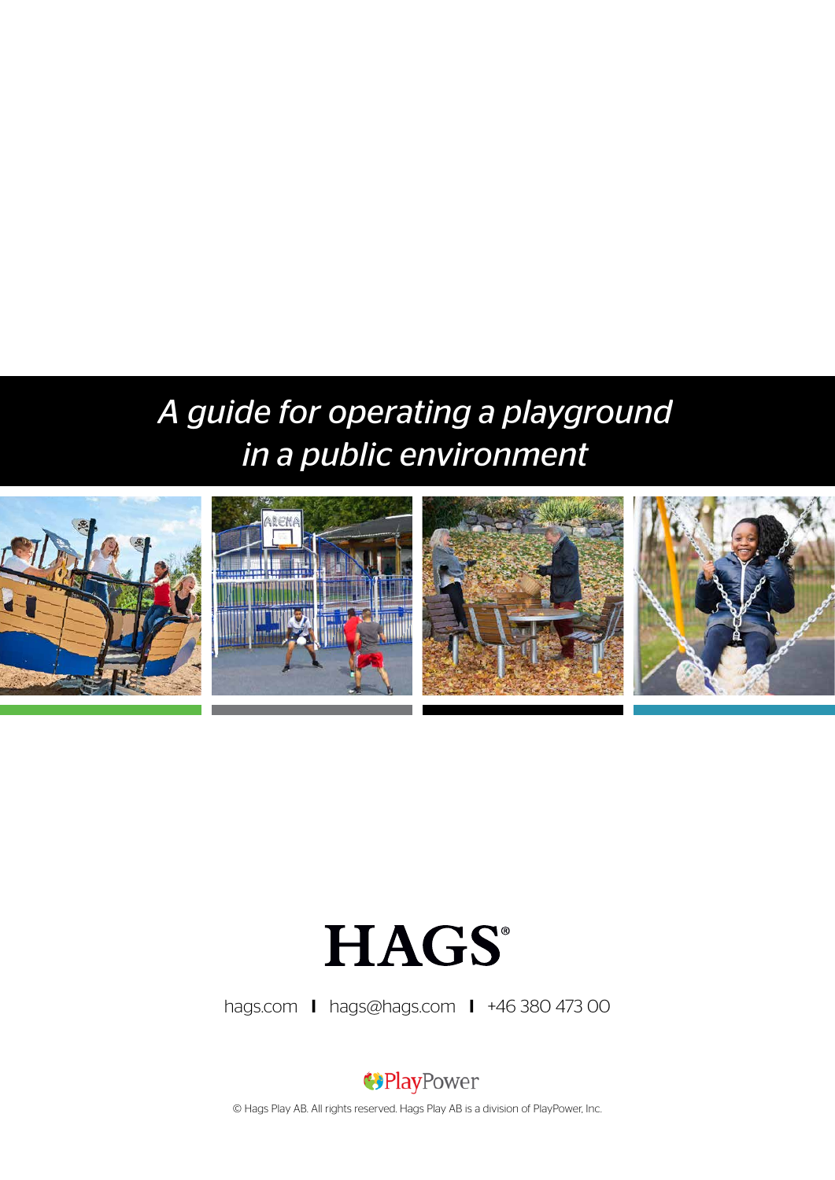*A guide for operating a playground in a public environment*

HAGS®

hags.com | hags@hags.com | +46 380 473 00

PlayPower

© Hags Play AB. All rights reserved. Hags Play AB is a division of PlayPower, Inc.